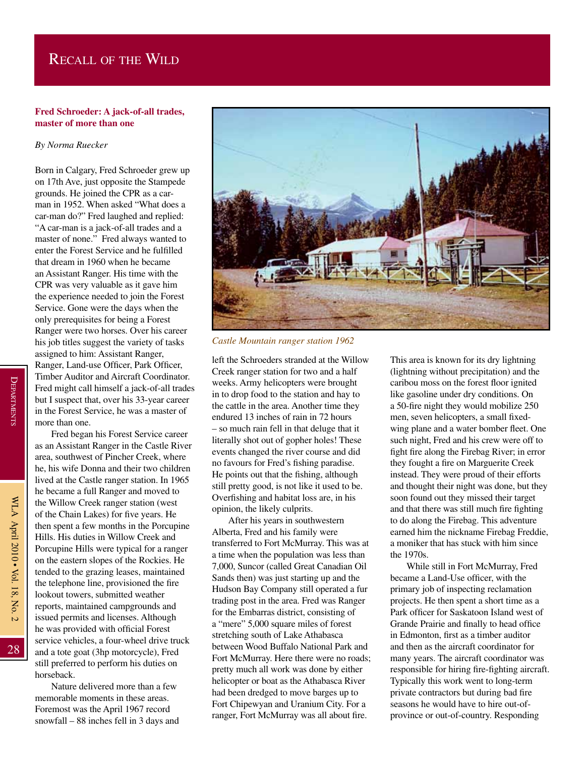# Recall of the Wild

## Fred Schroeder: A jack-of-all trades, master of more than one

*By Norma Ruecker*

Born in Calgary, Fred Schroeder grew up on 17th Ave, just opposite the Stampede grounds. He joined the CPR as a car-man in 1952. When asked "What does a car-man do?" Fred laughed and replied: "A car-man is a jack-of-all trades and a master of none." Fred always wanted to enter the Forest Service and he fulfilled that dream in 1960 when he became an Assistant Ranger. His time with the CPR was very valuable as it gave him the experience needed to join the Forest Service. Gone were the days when the only prerequisites for being a Forest Ranger were two horses. Over his career his job titles suggest the variety of tasks assigned to him: Assistant Ranger, Ranger, Land-use Officer, Park Officer, Timber Auditor and Aircraft Coordinator. Fred might call himself a jack-of-all trades but I suspect that, over his 33-year career in the Forest Service, he was a master of more than one.

Fred began his Forest Service career as an Assistant Ranger in the Castle River area, southwest of Pincher Creek, where he, his wife Donna and their two children lived at the Castle ranger station. In 1965 he became a full Ranger and moved to the Willow Creek ranger station (west of the Chain Lakes) for five years. He then spent a few months in the Porcupine Hills. His duties in Willow Creek and Porcupine Hills were typical for a ranger on the eastern slopes of the Rockies. He tended to the grazing leases, maintained the telephone line, provisioned the fire lookout towers, submitted weather reports, maintained campgrounds and issued permits and licenses. Although he was provided with official Forest service vehicles, a four-wheel drive truck and a tote goat (3hp motorcycle), Fred still preferred to perform his duties on horseback.

Nature delivered more than a few memorable moments in these areas. Foremost was the April 1967 record snowfall – 88 inches fell in 3 days and left the Schroeders stranded at the Willow Creek ranger station for two and a half weeks. Army helicopters were brought in to drop food to the station and hay to the cattle in the area. Another time they endured 13 inches of rain in 72 hours – so much rain fell in that deluge that it literally shot out of gopher holes! These events changed the river course and did no favours for Fred's fishing paradise. He points out that the fishing, although still pretty good, is not like it used to be. Overfishing and habitat loss are, in his opinion, the likely culprits.

*Castle Mountain ranger station 1962*

After his years in southwestern Alberta, Fred and his family were transferred to Fort McMurray. This was at a time when the population was less than 7,000, Suncor (called Great Canadian Oil Sands then) was just starting up and the Hudson Bay Company still operated a fur trading post in the area. Fred was Ranger for the Embarras district, consisting of a "mere" 5,000 square miles of forest stretching south of Lake Athabasca between Wood Buffalo National Park and Fort McMurray. Here there were no roads; pretty much all work was done by either helicopter or boat as the Athabasca River had been dredged to move barges up to Fort Chipewyan and Uranium City. For a ranger, Fort McMurray was all about fire. This area is known for its dry lightning (lightning without precipitation) and the caribou moss on the forest floor ignited like gasoline under dry conditions. On a 50-fire night they would mobilize 250 men, seven helicopters, a small fixed-wing plane and a water bomber fleet. One such night, Fred and his crew were off to fight fire along the Firebag River; in error they fought a fire on Marguerite Creek instead. They were proud of their efforts and thought their night was done, but they soon found out they missed their target and that there was still much fire fighting to do along the Firebag. This adventure earned him the nickname Firebag Freddie, a moniker that has stuck with him since the 1970s.

While still in Fort McMurray, Fred became a Land-Use officer, with the primary job of inspecting reclamation projects. He then spent a short time as a Park officer for Saskatoon Island west of Grande Prairie and finally to head office in Edmonton, first as a timber auditor and then as the aircraft coordinator for many years. The aircraft coordinator was responsible for hiring fire-fighting aircraft. Typically this work went to long-term private contractors but during bad fire seasons he would have to hire out-of-province or out-of-country. Responding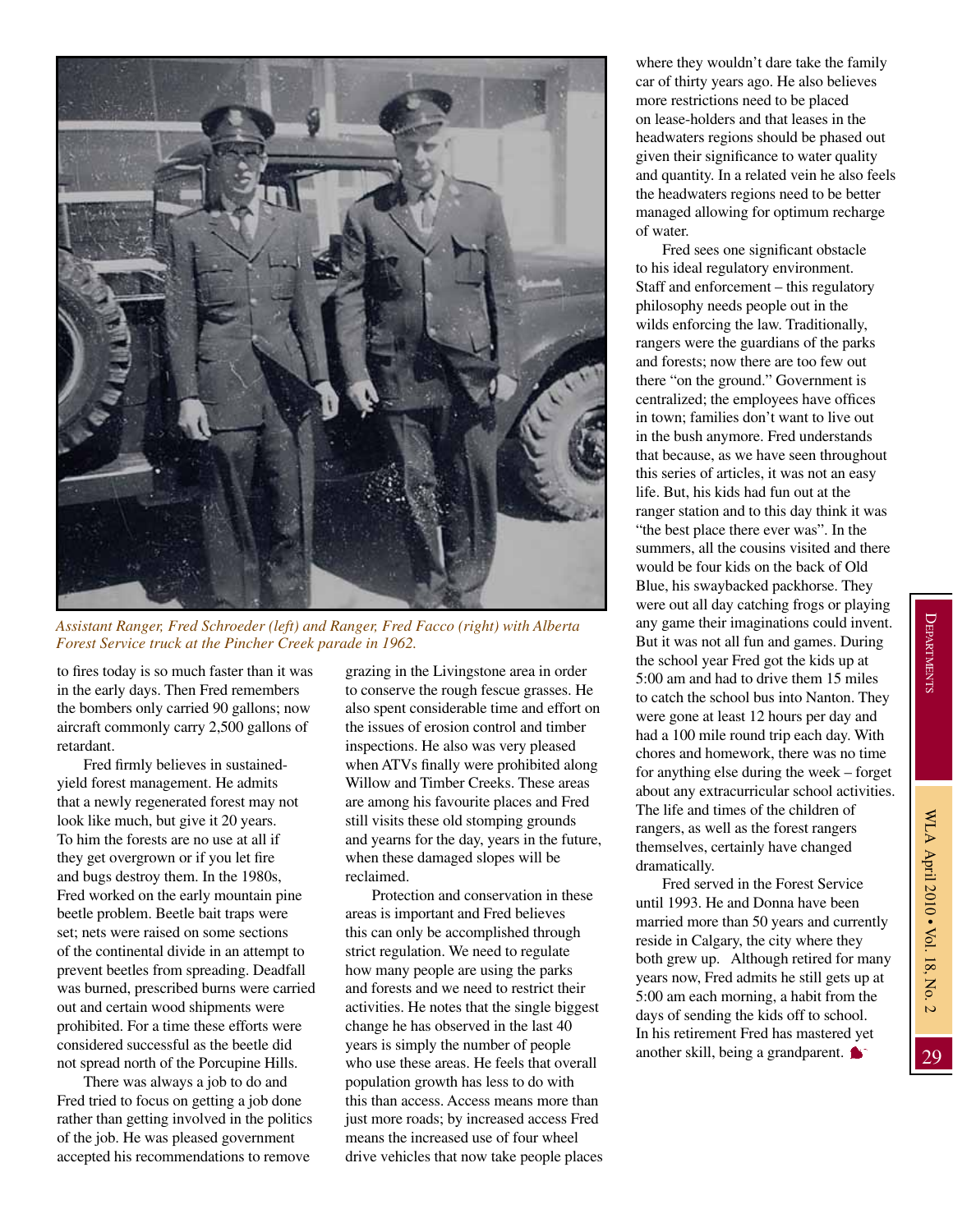*Assistant Ranger, Fred Schroeder (left) and Ranger, Fred Facco (right) with Alberta Forest Service truck at the Pincher Creek parade in 1962.*

to fires today is so much faster than it was in the early days. Then Fred remembers the bombers only carried 90 gallons; now aircraft commonly carry 2,500 gallons of retardant.

Fred firmly believes in sustained-yield forest management. He admits that a newly regenerated forest may not look like much, but give it 20 years. To him the forests are no use at all if they get overgrown or if you let fire and bugs destroy them. In the 1980s, Fred worked on the early mountain pine beetle problem. Beetle bait traps were set; nets were raised on some sections of the continental divide in an attempt to prevent beetles from spreading. Deadfall was burned, prescribed burns were carried out and certain wood shipments were prohibited. For a time these efforts were considered successful as the beetle did not spread north of the Porcupine Hills.

There was always a job to do and Fred tried to focus on getting a job done rather than getting involved in the politics of the job. He was pleased government accepted his recommendations to remove grazing in the Livingstone area in order to conserve the rough fescue grasses. He also spent considerable time and effort on the issues of erosion control and timber inspections. He also was very pleased when ATVs finally were prohibited along Willow and Timber Creeks. These areas are among his favourite places and Fred still visits these old stomping grounds and yearns for the day, years in the future, when these damaged slopes will be reclaimed.

Protection and conservation in these areas is important and Fred believes this can only be accomplished through strict regulation. We need to regulate how many people are using the parks and forests and we need to restrict their activities. He notes that the single biggest change he has observed in the last 40 years is simply the number of people who use these areas. He feels that overall population growth has less to do with this than access. Access means more than just more roads; by increased access Fred means the increased use of four wheel drive vehicles that now take people places where they wouldn't dare take the family car of thirty years ago. He also believes more restrictions need to be placed on lease-holders and that leases in the headwaters regions should be phased out given their significance to water quality and quantity. In a related vein he also feels the headwaters regions need to be better managed allowing for optimum recharge of water.

Fred sees one significant obstacle to his ideal regulatory environment. Staff and enforcement – this regulatory philosophy needs people out in the wilds enforcing the law. Traditionally, rangers were the guardians of the parks and forests; now there are too few out there "on the ground." Government is centralized; the employees have offices in town; families don't want to live out in the bush anymore. Fred understands that because, as we have seen throughout this series of articles, it was not an easy life. But, his kids had fun out at the ranger station and to this day think it was "the best place there ever was". In the summers, all the cousins visited and there would be four kids on the back of Old Blue, his swaybacked packhorse. They were out all day catching frogs or playing any game their imaginations could invent. But it was not all fun and games. During the school year Fred got the kids up at 5:00 am and had to drive them 15 miles to catch the school bus into Nanton. They were gone at least 12 hours per day and had a 100 mile round trip each day. With chores and homework, there was no time for anything else during the week – forget about any extracurricular school activities. The life and times of the children of rangers, as well as the forest rangers themselves, certainly have changed dramatically.

Fred served in the Forest Service until 1993. He and Donna have been married more than 50 years and currently reside in Calgary, the city where they both grew up. Although retired for many years now, Fred admits he still gets up at 5:00 am each morning, a habit from the days of sending the kids off to school. In his retirement Fred has mastered yet another skill, being a grandparent.